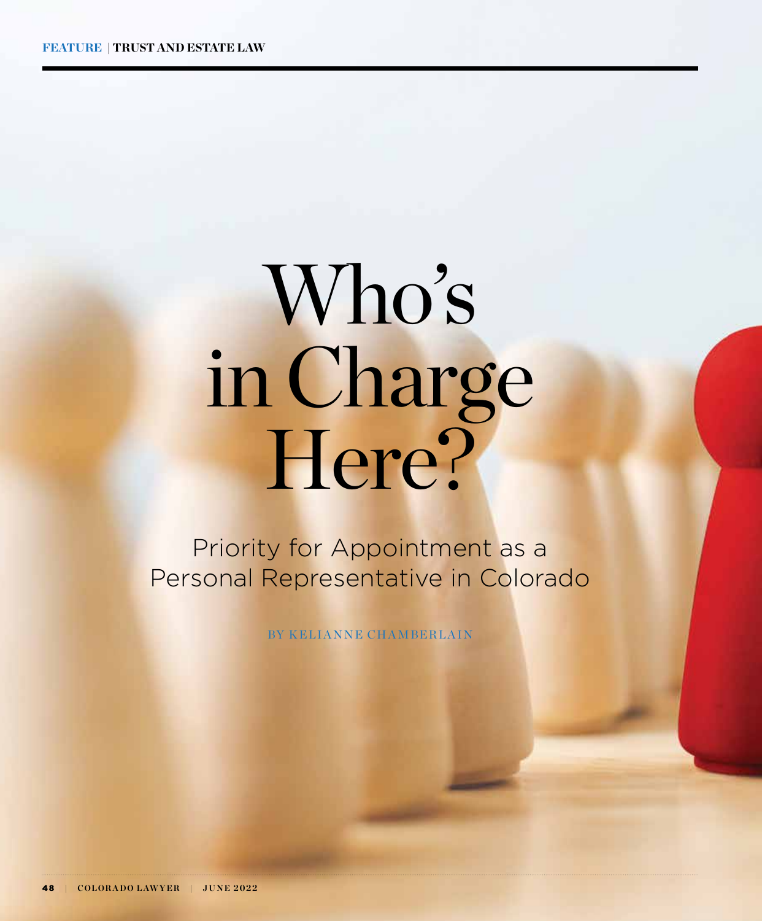# Who's in Charge Here?

## Priority for Appointment as a Personal Representative in Colorado

BY KELIANNE CHAMBERLAIN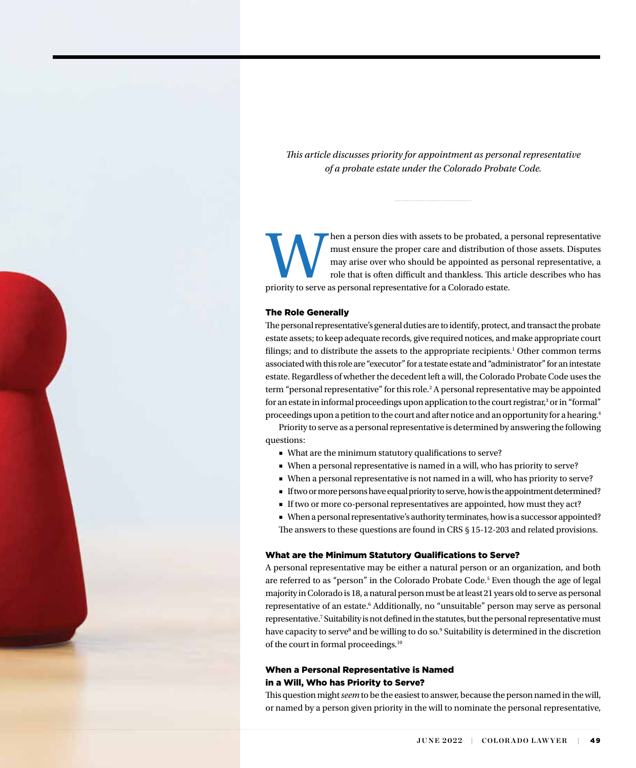*This article discusses priority for appointment as personal representative of a probate estate under the Colorado Probate Code.*

When a person dies with assets to be probated, a personal representative must ensure the proper care and distribution of those assets. Disputes may arise over who should be appointed as personal representative, a role that is often difficult and thankless. This article describes who has priority to serve as personal representative for a Colorado estate.

### The Role Generally

The personal representative's general duties are to identify, protect, and transact the probate estate assets; to keep adequate records, give required notices, and make appropriate court filings; and to distribute the assets to the appropriate recipients.[1] Other common terms associated with this role are "executor" for a testate estate and "administrator" for an intestate estate. Regardless of whether the decedent left a will, the Colorado Probate Code uses the term "personal representative" for this role.[2] A personal representative may be appointed for an estate in informal proceedings upon application to the court registrar,[3] or in "formal" proceedings upon a petition to the court and after notice and an opportunity for a hearing.[4]

Priority to serve as a personal representative is determined by answering the following questions:

- What are the minimum statutory qualifications to serve?
- When a personal representative is named in a will, who has priority to serve?
- When a personal representative is not named in a will, who has priority to serve?
- If two or more persons have equal priority to serve, how is the appointment determined?
- If two or more co-personal representatives are appointed, how must they act?
- When a personal representative's authority terminates, how is a successor appointed?

The answers to these questions are found in CRS § 15-12-203 and related provisions.

### What are the Minimum Statutory Qualifications to Serve?

A personal representative may be either a natural person or an organization, and both are referred to as "person" in the Colorado Probate Code.[5] Even though the age of legal majority in Colorado is 18, a natural person must be at least 21 years old to serve as personal representative of an estate.[6] Additionally, no "unsuitable" person may serve as personal representative.[7] Suitability is not defined in the statutes, but the personal representative must have capacity to serve[8] and be willing to do so.[9] Suitability is determined in the discretion of the court in formal proceedings.[10]

### When a Personal Representative is Named in a Will, Who has Priority to Serve?

This question might *seem* to be the easiest to answer, because the person named in the will, or named by a person given priority in the will to nominate the personal representative,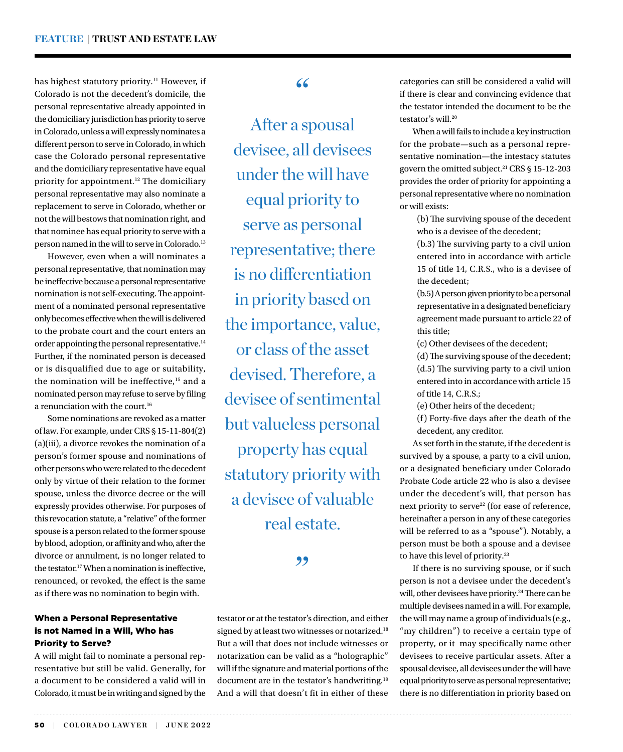has highest statutory priority.[11] However, if Colorado is not the decedent's domicile, the personal representative already appointed in the domiciliary jurisdiction has priority to serve in Colorado, unless a will expressly nominates a different person to serve in Colorado, in which case the Colorado personal representative and the domiciliary representative have equal priority for appointment.[12] The domiciliary personal representative may also nominate a replacement to serve in Colorado, whether or not the will bestows that nomination right, and that nominee has equal priority to serve with a person named in the will to serve in Colorado.[13]

However, even when a will nominates a personal representative, that nomination may be ineffective because a personal representative nomination is not self-executing. The appointment of a nominated personal representative only becomes effective when the will is delivered to the probate court and the court enters an order appointing the personal representative.[14] Further, if the nominated person is deceased or is disqualified due to age or suitability, the nomination will be ineffective,[15] and a nominated person may refuse to serve by filing a renunciation with the court.[16]

Some nominations are revoked as a matter of law. For example, under CRS § 15-11-804(2)(a)(iii), a divorce revokes the nomination of a person's former spouse and nominations of other persons who were related to the decedent only by virtue of their relation to the former spouse, unless the divorce decree or the will expressly provides otherwise. For purposes of this revocation statute, a "relative" of the former spouse is a person related to the former spouse by blood, adoption, or affinity and who, after the divorce or annulment, is no longer related to the testator.[17] When a nomination is ineffective, renounced, or revoked, the effect is the same as if there was no nomination to begin with.

#### When a Personal Representative is not Named in a Will, Who has Priority to Serve?

A will might fail to nominate a personal representative but still be valid. Generally, for a document to be considered a valid will in Colorado, it must be in writing and signed by the testator or at the testator's direction, and either signed by at least two witnesses or notarized.[18] But a will that does not include witnesses or notarization can be valid as a "holographic" will if the signature and material portions of the document are in the testator's handwriting.[19] And a will that doesn't fit in either of these categories can still be considered a valid will if there is clear and convincing evidence that the testator intended the document to be the testator's will.[20]

> "After a spousal devisee, all devisees under the will have equal priority to serve as personal representative; there is no differentiation in priority based on the importance, value, or class of the asset devised. Therefore, a devisee of sentimental but valueless personal property has equal statutory priority with a devisee of valuable real estate."

When a will fails to include a key instruction for the probate—such as a personal representative nomination—the intestacy statutes govern the omitted subject.[21] CRS § 15-12-203 provides the order of priority for appointing a personal representative where no nomination or will exists:

> (b) The surviving spouse of the decedent who is a devisee of the decedent;
>
> (b.3) The surviving party to a civil union entered into in accordance with article 15 of title 14, C.R.S., who is a devisee of the decedent;
>
> (b.5) A person given priority to be a personal representative in a designated beneficiary agreement made pursuant to article 22 of this title;
>
> (c) Other devisees of the decedent;
>
> (d) The surviving spouse of the decedent;
>
> (d.5) The surviving party to a civil union entered into in accordance with article 15 of title 14, C.R.S.;
>
> (e) Other heirs of the decedent;
>
> (f) Forty-five days after the death of the decedent, any creditor.

As set forth in the statute, if the decedent is survived by a spouse, a party to a civil union, or a designated beneficiary under Colorado Probate Code article 22 who is also a devisee under the decedent's will, that person has next priority to serve[22] (for ease of reference, hereinafter a person in any of these categories will be referred to as a "spouse"). Notably, a person must be both a spouse and a devisee to have this level of priority.[23]

If there is no surviving spouse, or if such person is not a devisee under the decedent's will, other devisees have priority.[24] There can be multiple devisees named in a will. For example, the will may name a group of individuals (e.g., "my children") to receive a certain type of property, or it may specifically name other devisees to receive particular assets. After a spousal devisee, all devisees under the will have equal priority to serve as personal representative; there is no differentiation in priority based on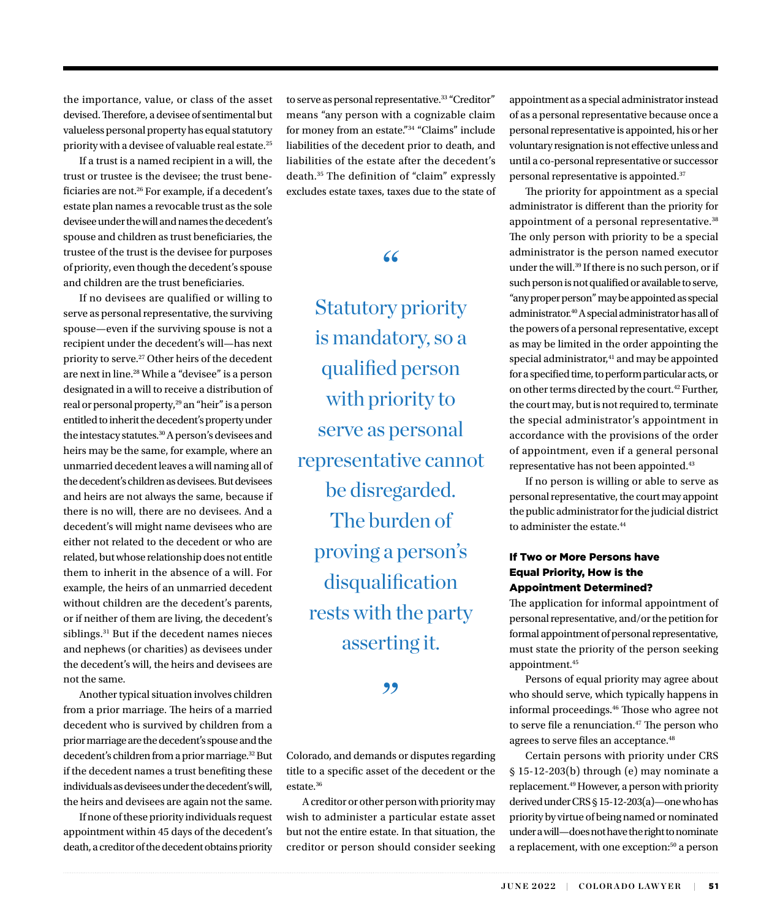the importance, value, or class of the asset devised. Therefore, a devisee of sentimental but valueless personal property has equal statutory priority with a devisee of valuable real estate.[25]

If a trust is a named recipient in a will, the trust or trustee is the devisee; the trust beneficiaries are not.[26] For example, if a decedent's estate plan names a revocable trust as the sole devisee under the will and names the decedent's spouse and children as trust beneficiaries, the trustee of the trust is the devisee for purposes of priority, even though the decedent's spouse and children are the trust beneficiaries.

If no devisees are qualified or willing to serve as personal representative, the surviving spouse—even if the surviving spouse is not a recipient under the decedent's will—has next priority to serve.[27] Other heirs of the decedent are next in line.[28] While a "devisee" is a person designated in a will to receive a distribution of real or personal property,[29] an "heir" is a person entitled to inherit the decedent's property under the intestacy statutes.[30] A person's devisees and heirs may be the same, for example, where an unmarried decedent leaves a will naming all of the decedent's children as devisees. But devisees and heirs are not always the same, because if there is no will, there are no devisees. And a decedent's will might name devisees who are either not related to the decedent or who are related, but whose relationship does not entitle them to inherit in the absence of a will. For example, the heirs of an unmarried decedent without children are the decedent's parents, or if neither of them are living, the decedent's siblings.[31] But if the decedent names nieces and nephews (or charities) as devisees under the decedent's will, the heirs and devisees are not the same.

Another typical situation involves children from a prior marriage. The heirs of a married decedent who is survived by children from a prior marriage are the decedent's spouse and the decedent's children from a prior marriage.[32] But if the decedent names a trust benefiting these individuals as devisees under the decedent's will, the heirs and devisees are again not the same.

If none of these priority individuals request appointment within 45 days of the decedent's death, a creditor of the decedent obtains priority to serve as personal representative.[33] "Creditor" means "any person with a cognizable claim for money from an estate."[34] "Claims" include liabilities of the decedent prior to death, and liabilities of the estate after the decedent's death.[35] The definition of "claim" expressly excludes estate taxes, taxes due to the state of Colorado, and demands or disputes regarding title to a specific asset of the decedent or the estate.[36]

> "Statutory priority is mandatory, so a qualified person with priority to serve as personal representative cannot be disregarded. The burden of proving a person's disqualification rests with the party asserting it."

A creditor or other person with priority may wish to administer a particular estate asset but not the entire estate. In that situation, the creditor or person should consider seeking appointment as a special administrator instead of as a personal representative because once a personal representative is appointed, his or her voluntary resignation is not effective unless and until a co-personal representative or successor personal representative is appointed.[37]

The priority for appointment as a special administrator is different than the priority for appointment of a personal representative.[38] The only person with priority to be a special administrator is the person named executor under the will.[39] If there is no such person, or if such person is not qualified or available to serve, "any proper person" may be appointed as special administrator.[40] A special administrator has all of the powers of a personal representative, except as may be limited in the order appointing the special administrator,[41] and may be appointed for a specified time, to perform particular acts, or on other terms directed by the court.[42] Further, the court may, but is not required to, terminate the special administrator's appointment in accordance with the provisions of the order of appointment, even if a general personal representative has not been appointed.[43]

If no person is willing or able to serve as personal representative, the court may appoint the public administrator for the judicial district to administer the estate.[44]

### If Two or More Persons have Equal Priority, How is the Appointment Determined?

The application for informal appointment of personal representative, and/or the petition for formal appointment of personal representative, must state the priority of the person seeking appointment.[45]

Persons of equal priority may agree about who should serve, which typically happens in informal proceedings.[46] Those who agree not to serve file a renunciation.[47] The person who agrees to serve files an acceptance.[48]

Certain persons with priority under CRS § 15-12-203(b) through (e) may nominate a replacement.[49] However, a person with priority derived under CRS § 15-12-203(a)—one who has priority by virtue of being named or nominated under a will—does not have the right to nominate a replacement, with one exception:[50] a person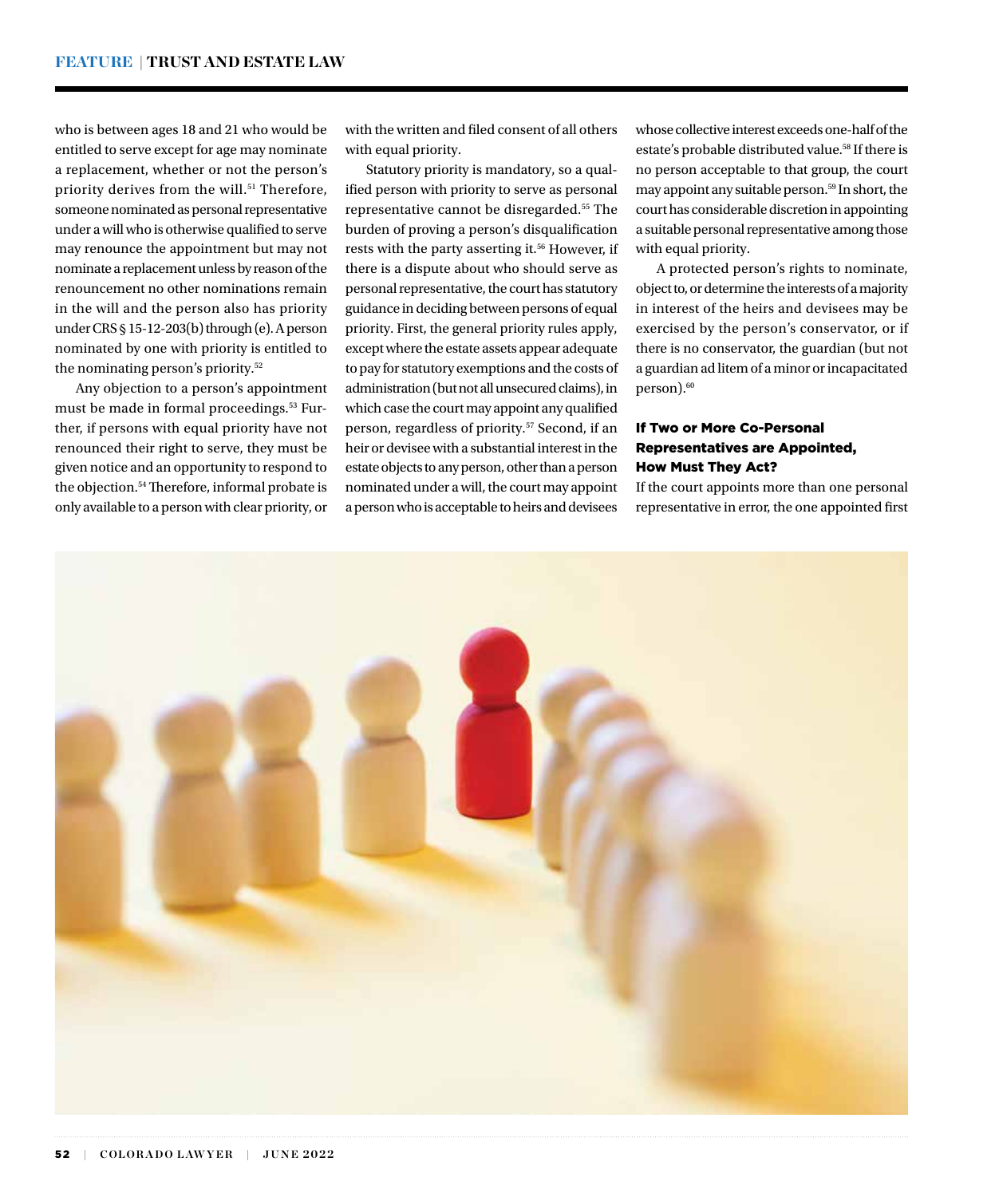who is between ages 18 and 21 who would be entitled to serve except for age may nominate a replacement, whether or not the person's priority derives from the will.[51] Therefore, someone nominated as personal representative under a will who is otherwise qualified to serve may renounce the appointment but may not nominate a replacement unless by reason of the renouncement no other nominations remain in the will and the person also has priority under CRS § 15-12-203(b) through (e). A person nominated by one with priority is entitled to the nominating person's priority.[52]

Any objection to a person's appointment must be made in formal proceedings.[53] Further, if persons with equal priority have not renounced their right to serve, they must be given notice and an opportunity to respond to the objection.[54] Therefore, informal probate is only available to a person with clear priority, or with the written and filed consent of all others with equal priority.

Statutory priority is mandatory, so a qualified person with priority to serve as personal representative cannot be disregarded.[55] The burden of proving a person's disqualification rests with the party asserting it.[56] However, if there is a dispute about who should serve as personal representative, the court has statutory guidance in deciding between persons of equal priority. First, the general priority rules apply, except where the estate assets appear adequate to pay for statutory exemptions and the costs of administration (but not all unsecured claims), in which case the court may appoint any qualified person, regardless of priority.[57] Second, if an heir or devisee with a substantial interest in the estate objects to any person, other than a person nominated under a will, the court may appoint a person who is acceptable to heirs and devisees whose collective interest exceeds one-half of the estate's probable distributed value.[58] If there is no person acceptable to that group, the court may appoint any suitable person.[59] In short, the court has considerable discretion in appointing a suitable personal representative among those with equal priority.

A protected person's rights to nominate, object to, or determine the interests of a majority in interest of the heirs and devisees may be exercised by the person's conservator, or if there is no conservator, the guardian (but not a guardian ad litem of a minor or incapacitated person).[60]

### If Two or More Co-Personal Representatives are Appointed, How Must They Act?

If the court appoints more than one personal representative in error, the one appointed first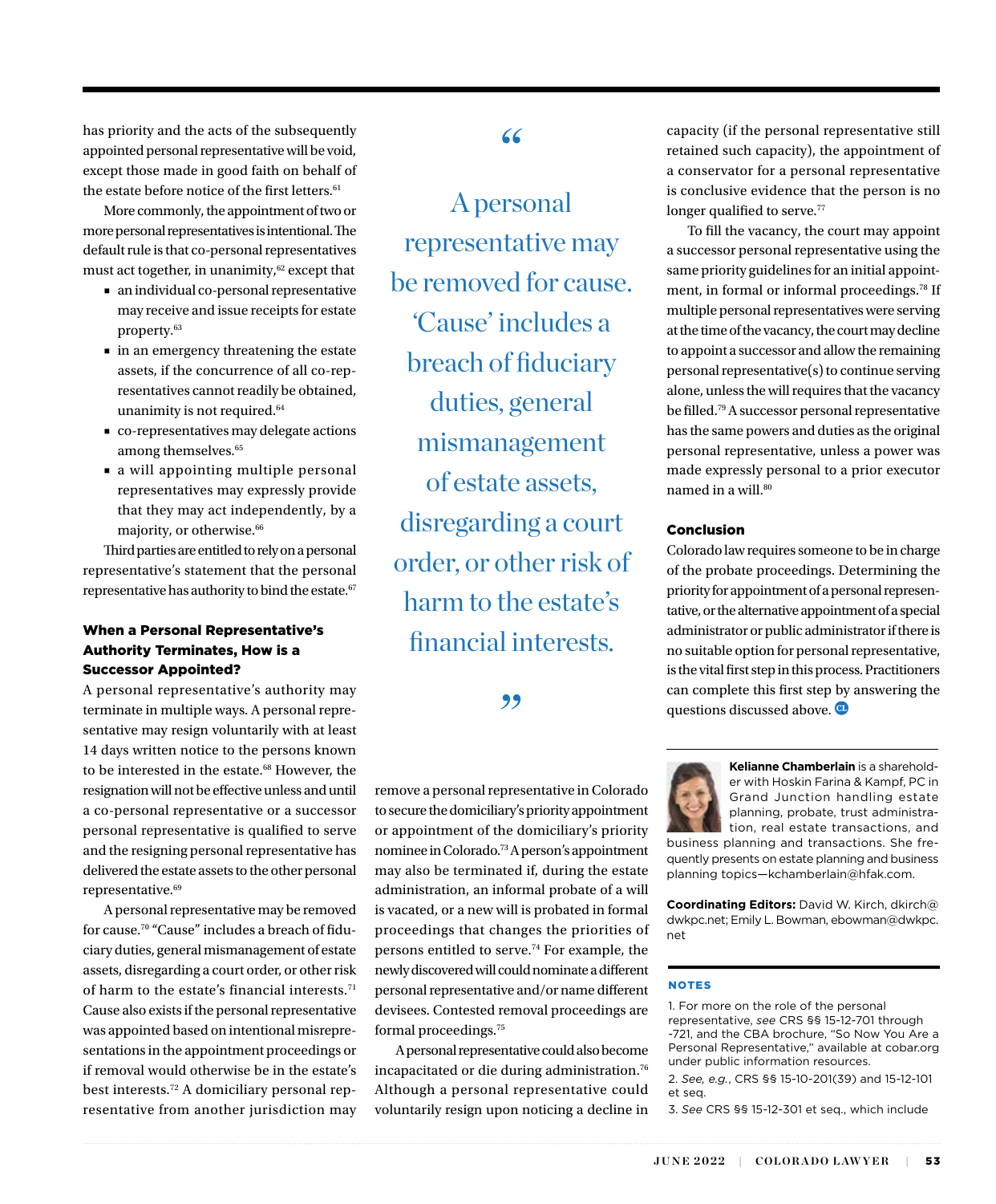has priority and the acts of the subsequently appointed personal representative will be void, except those made in good faith on behalf of the estate before notice of the first letters.[61]

More commonly, the appointment of two or more personal representatives is intentional. The default rule is that co-personal representatives must act together, in unanimity,[62] except that

- an individual co-personal representative may receive and issue receipts for estate property.[63]
- in an emergency threatening the estate assets, if the concurrence of all co-representatives cannot readily be obtained, unanimity is not required.[64]
- co-representatives may delegate actions among themselves.[65]
- a will appointing multiple personal representatives may expressly provide that they may act independently, by a majority, or otherwise.[66]

Third parties are entitled to rely on a personal representative's statement that the personal representative has authority to bind the estate.[67]

### When a Personal Representative's Authority Terminates, How is a Successor Appointed?

A personal representative's authority may terminate in multiple ways. A personal representative may resign voluntarily with at least 14 days written notice to the persons known to be interested in the estate.[68] However, the resignation will not be effective unless and until a co-personal representative or a successor personal representative is qualified to serve and the resigning personal representative has delivered the estate assets to the other personal representative.[69]

A personal representative may be removed for cause.[70] "Cause" includes a breach of fiduciary duties, general mismanagement of estate assets, disregarding a court order, or other risk of harm to the estate's financial interests.[71] Cause also exists if the personal representative was appointed based on intentional misrepresentations in the appointment proceedings or if removal would otherwise be in the estate's best interests.[72] A domiciliary personal representative from another jurisdiction may remove a personal representative in Colorado to secure the domiciliary's priority appointment or appointment of the domiciliary's priority nominee in Colorado.[73] A person's appointment may also be terminated if, during the estate administration, an informal probate of a will is vacated, or a new will is probated in formal proceedings that changes the priorities of persons entitled to serve.[74] For example, the newly discovered will could nominate a different personal representative and/or name different devisees. Contested removal proceedings are formal proceedings.[75]

> "A personal representative may be removed for cause. 'Cause' includes a breach of fiduciary duties, general mismanagement of estate assets, disregarding a court order, or other risk of harm to the estate's financial interests."

A personal representative could also become incapacitated or die during administration.[76] Although a personal representative could voluntarily resign upon noticing a decline in capacity (if the personal representative still retained such capacity), the appointment of a conservator for a personal representative is conclusive evidence that the person is no longer qualified to serve.[77]

To fill the vacancy, the court may appoint a successor personal representative using the same priority guidelines for an initial appointment, in formal or informal proceedings.[78] If multiple personal representatives were serving at the time of the vacancy, the court may decline to appoint a successor and allow the remaining personal representative(s) to continue serving alone, unless the will requires that the vacancy be filled.[79] A successor personal representative has the same powers and duties as the original personal representative, unless a power was made expressly personal to a prior executor named in a will.[80]

### Conclusion

Colorado law requires someone to be in charge of the probate proceedings. Determining the priority for appointment of a personal representative, or the alternative appointment of a special administrator or public administrator if there is no suitable option for personal representative, is the vital first step in this process. Practitioners can complete this first step by answering the questions discussed above.

---

**Kelianne Chamberlain** is a shareholder with Hoskin Farina & Kampf, PC in Grand Junction handling estate planning, probate, trust administration, real estate transactions, and business planning and transactions. She frequently presents on estate planning and business planning topics—kchamberlain@hfak.com.

**Coordinating Editors:** David W. Kirch, dkirch@dwkpc.net; Emily L. Bowman, ebowman@dwkpc.net

---

#### NOTES

1. For more on the role of the personal representative, *see* CRS §§ 15-12-701 through -721, and the CBA brochure, "So Now You Are a Personal Representative," available at cobar.org under public information resources.
2. *See, e.g.*, CRS §§ 15-10-201(39) and 15-12-101 et seq.
3. *See* CRS §§ 15-12-301 et seq., which include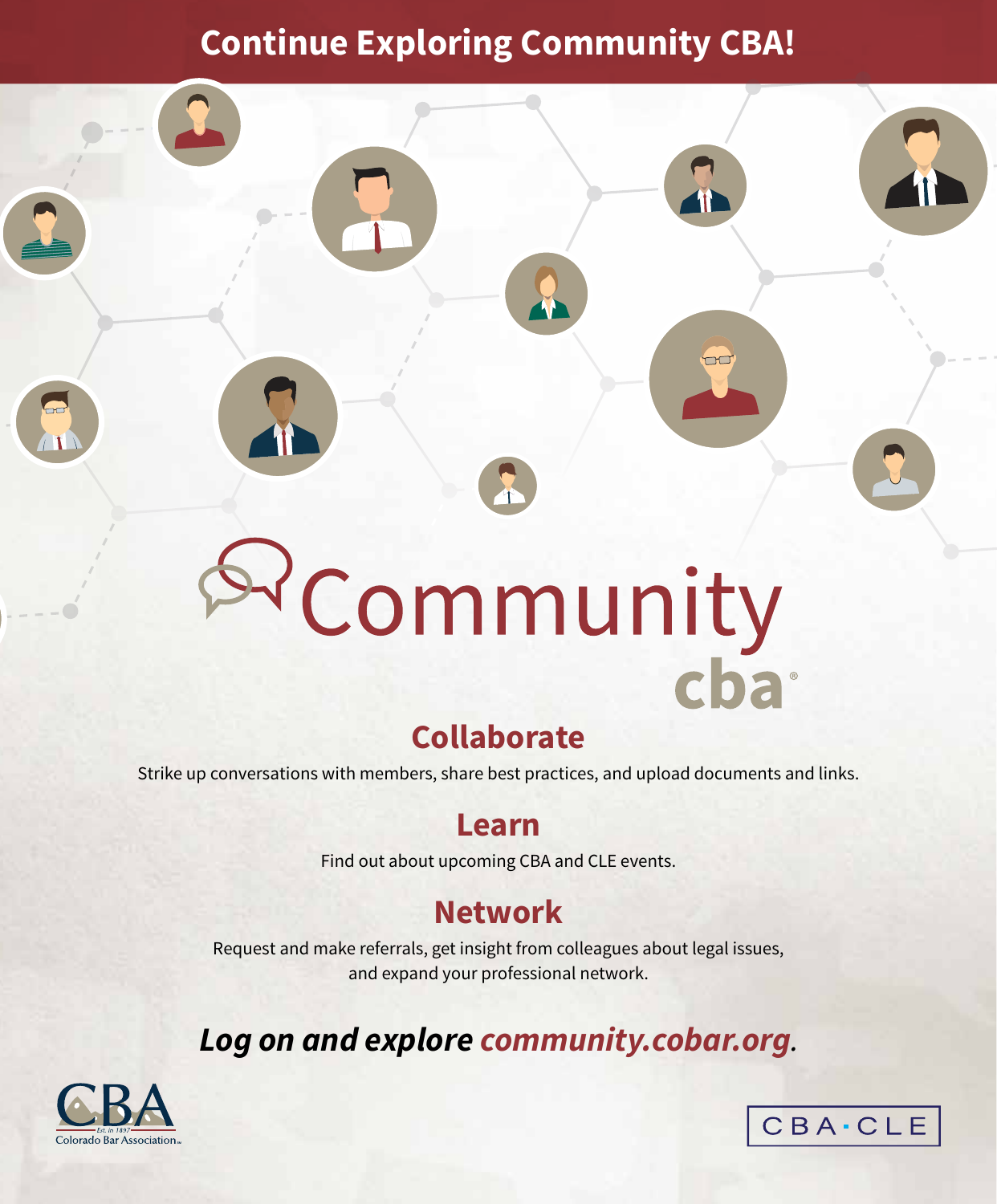# Continue Exploring Community CBA!

Community cba®

## Collaborate

Strike up conversations with members, share best practices, and upload documents and links.

## Learn

Find out about upcoming CBA and CLE events.

## Network

Request and make referrals, get insight from colleagues about legal issues, and expand your professional network.

***Log on and explore community.cobar.org.***

CBA Est. in 1897 Colorado Bar Association

CBA·CLE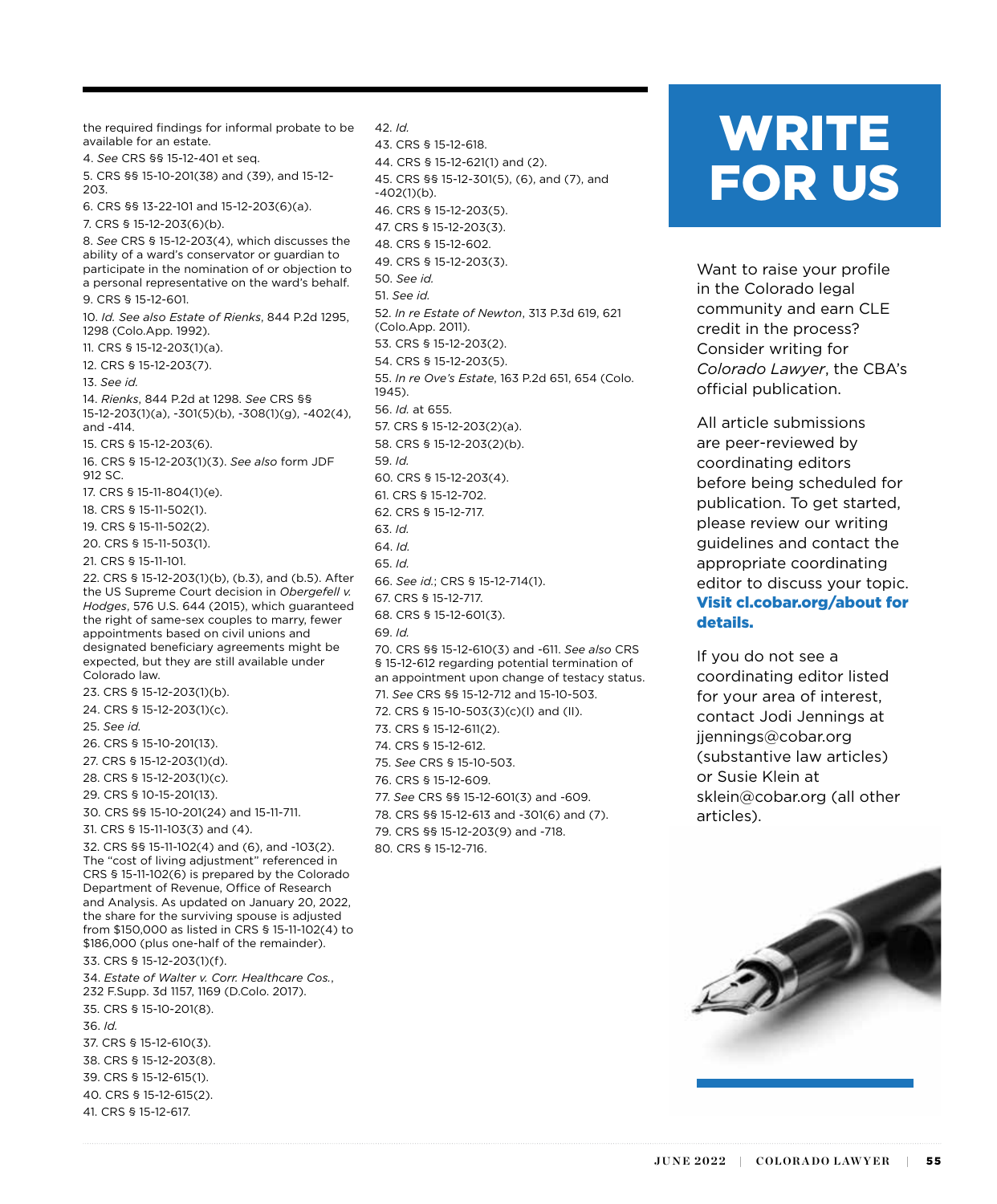the required findings for informal probate to be available for an estate.

4. *See* CRS §§ 15-12-401 et seq.

5. CRS §§ 15-10-201(38) and (39), and 15-12-203.

6. CRS §§ 13-22-101 and 15-12-203(6)(a).

7. CRS § 15-12-203(6)(b).

8. *See* CRS § 15-12-203(4), which discusses the ability of a ward's conservator or guardian to participate in the nomination of or objection to a personal representative on the ward's behalf.

9. CRS § 15-12-601.

10. *Id. See also Estate of Rienks*, 844 P.2d 1295, 1298 (Colo.App. 1992).

11. CRS § 15-12-203(1)(a).

12. CRS § 15-12-203(7).

13. *See id.*

14. *Rienks*, 844 P.2d at 1298. *See* CRS §§ 15-12-203(1)(a), -301(5)(b), -308(1)(g), -402(4), and -414.

15. CRS § 15-12-203(6).

16. CRS § 15-12-203(1)(3). *See also* form JDF 912 SC.

17. CRS § 15-11-804(1)(e).

18. CRS § 15-11-502(1).

19. CRS § 15-11-502(2).

20. CRS § 15-11-503(1).

21. CRS § 15-11-101.

22. CRS § 15-12-203(1)(b), (b.3), and (b.5). After the US Supreme Court decision in *Obergefell v. Hodges*, 576 U.S. 644 (2015), which guaranteed the right of same-sex couples to marry, fewer appointments based on civil unions and designated beneficiary agreements might be expected, but they are still available under Colorado law.

23. CRS § 15-12-203(1)(b).

24. CRS § 15-12-203(1)(c).

25. *See id.*

26. CRS § 15-10-201(13).

27. CRS § 15-12-203(1)(d).

28. CRS § 15-12-203(1)(c).

29. CRS § 10-15-201(13).

30. CRS §§ 15-10-201(24) and 15-11-711.

31. CRS § 15-11-103(3) and (4).

32. CRS §§ 15-11-102(4) and (6), and -103(2). The "cost of living adjustment" referenced in CRS § 15-11-102(6) is prepared by the Colorado Department of Revenue, Office of Research and Analysis. As updated on January 20, 2022, the share for the surviving spouse is adjusted from $150,000 as listed in CRS § 15-11-102(4) to $186,000 (plus one-half of the remainder).

33. CRS § 15-12-203(1)(f).

34. *Estate of Walter v. Corr. Healthcare Cos.*, 232 F.Supp. 3d 1157, 1169 (D.Colo. 2017).

35. CRS § 15-10-201(8).

36. *Id.*

37. CRS § 15-12-610(3).

38. CRS § 15-12-203(8).

39. CRS § 15-12-615(1).

40. CRS § 15-12-615(2).

41. CRS § 15-12-617.

42. *Id.*

43. CRS § 15-12-618.

44. CRS § 15-12-621(1) and (2).

45. CRS §§ 15-12-301(5), (6), and (7), and -402(1)(b).

46. CRS § 15-12-203(5).

47. CRS § 15-12-203(3).

48. CRS § 15-12-602.

49. CRS § 15-12-203(3).

50. *See id.*

51. *See id.*

52. *In re Estate of Newton*, 313 P.3d 619, 621 (Colo.App. 2011).

53. CRS § 15-12-203(2).

54. CRS § 15-12-203(5).

55. *In re Ove's Estate*, 163 P.2d 651, 654 (Colo. 1945).

56. *Id.* at 655.

57. CRS § 15-12-203(2)(a).

58. CRS § 15-12-203(2)(b).

59. *Id.*

60. CRS § 15-12-203(4).

61. CRS § 15-12-702.

62. CRS § 15-12-717.

63. *Id.*

64. *Id.*

65. *Id.*

66. *See id.*; CRS § 15-12-714(1).

67. CRS § 15-12-717.

68. CRS § 15-12-601(3).

69. *Id.*

70. CRS §§ 15-12-610(3) and -611. *See also* CRS § 15-12-612 regarding potential termination of an appointment upon change of testacy status.

71. *See* CRS §§ 15-12-712 and 15-10-503.

72. CRS § 15-10-503(3)(c)(I) and (II).

73. CRS § 15-12-611(2).

74. CRS § 15-12-612.

75. *See* CRS § 15-10-503.

76. CRS § 15-12-609.

77. *See* CRS §§ 15-12-601(3) and -609.

78. CRS §§ 15-12-613 and -301(6) and (7).

79. CRS §§ 15-12-203(9) and -718.

80. CRS § 15-12-716.

# WRITE FOR US

Want to raise your profile in the Colorado legal community and earn CLE credit in the process? Consider writing for *Colorado Lawyer*, the CBA's official publication.

All article submissions are peer-reviewed by coordinating editors before being scheduled for publication. To get started, please review our writing guidelines and contact the appropriate coordinating editor to discuss your topic. **Visit cl.cobar.org/about for details.**

If you do not see a coordinating editor listed for your area of interest, contact Jodi Jennings at jjennings@cobar.org (substantive law articles) or Susie Klein at sklein@cobar.org (all other articles).